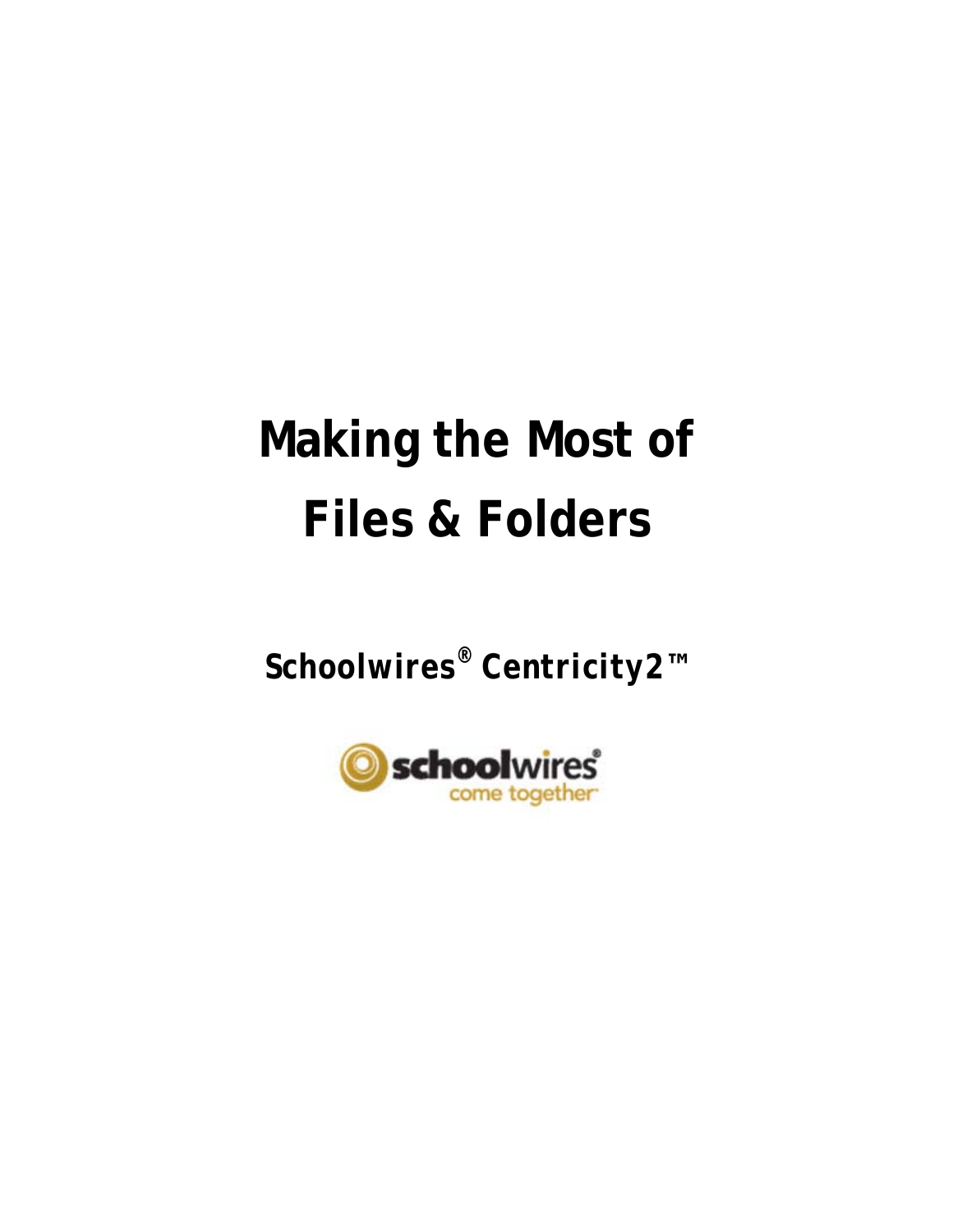# Making the Most of Files & Folders

**Schoolwires® Centricity2™**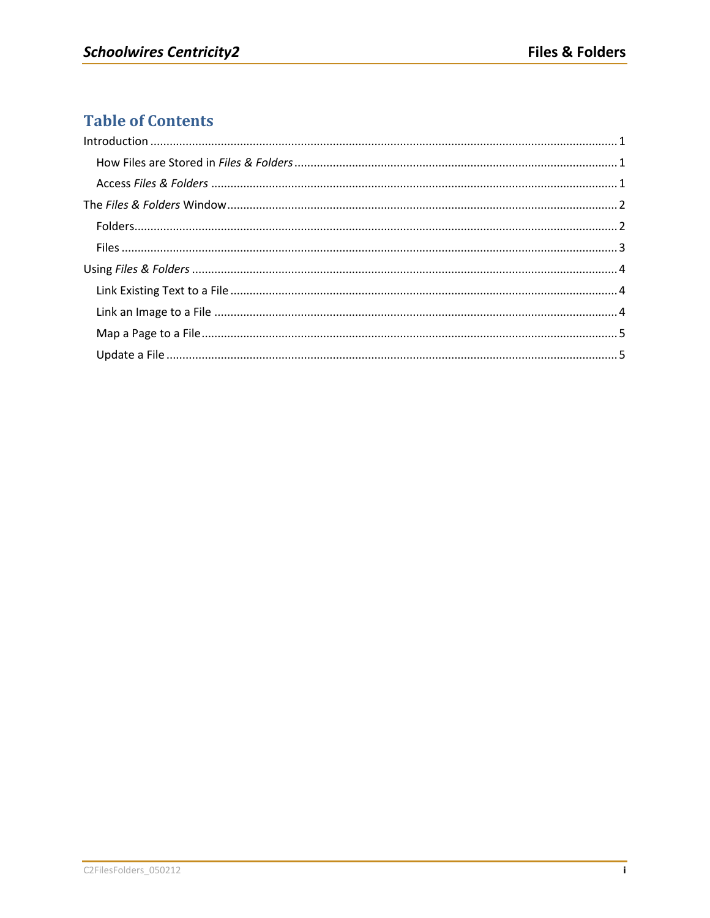# Table of Contents

Introduction ............................................................. 1

- How Files are Stored in *Files & Folders* ............................................................. 1
- Access *Files & Folders* ............................................................. 1

The *Files & Folders* Window ............................................................. 2

- Folders ............................................................. 2
- Files ............................................................. 3

Using *Files & Folders* ............................................................. 4

- Link Existing Text to a File ............................................................. 4
- Link an Image to a File ............................................................. 4
- Map a Page to a File ............................................................. 5
- Update a File ............................................................. 5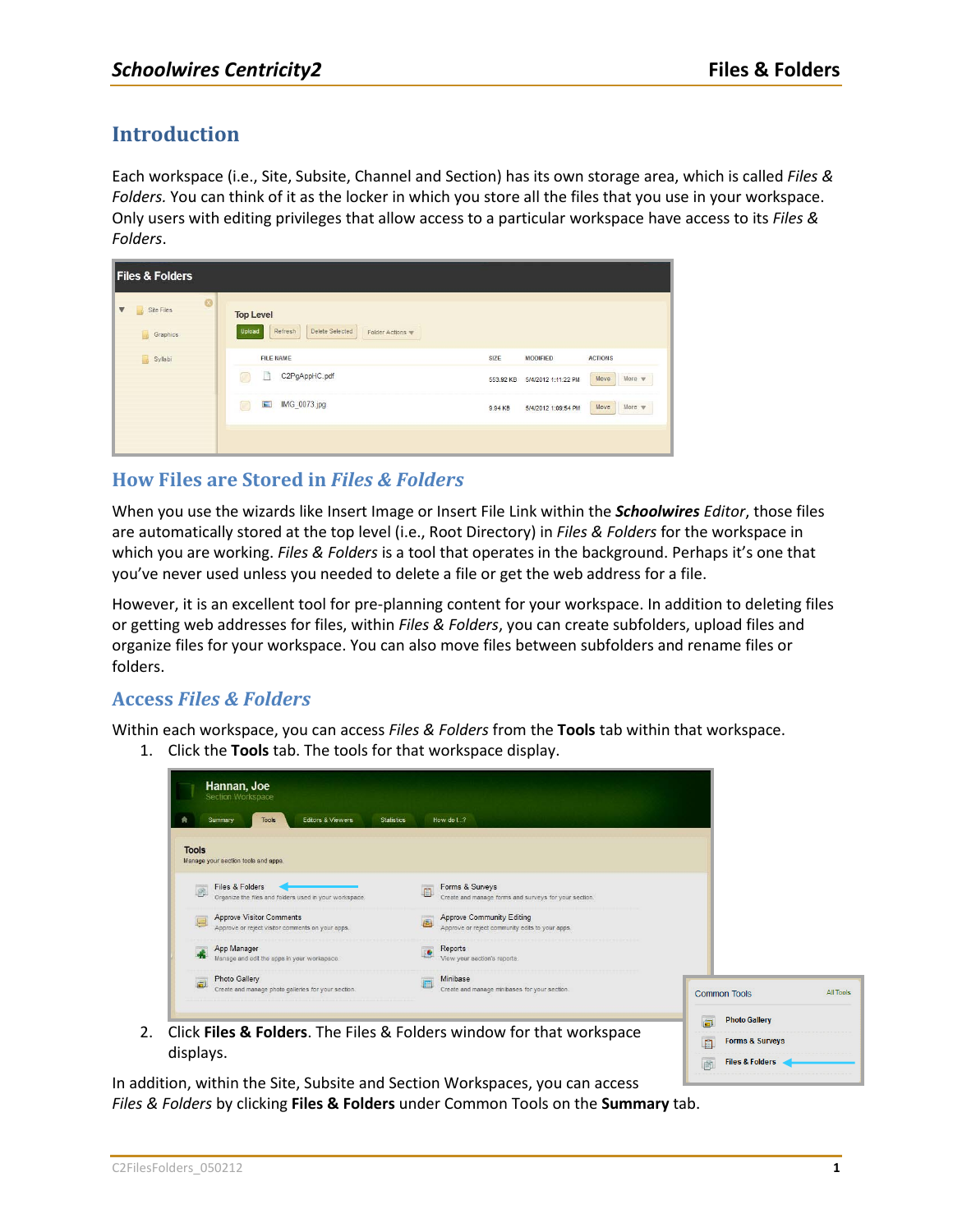## Introduction

Each workspace (i.e., Site, Subsite, Channel and Section) has its own storage area, which is called *Files & Folders.* You can think of it as the locker in which you store all the files that you use in your workspace. Only users with editing privileges that allow access to a particular workspace have access to its *Files & Folders*.

## How Files are Stored in *Files & Folders*

When you use the wizards like Insert Image or Insert File Link within the ***Schoolwires*** *Editor*, those files are automatically stored at the top level (i.e., Root Directory) in *Files & Folders* for the workspace in which you are working. *Files & Folders* is a tool that operates in the background. Perhaps it's one that you've never used unless you needed to delete a file or get the web address for a file.

However, it is an excellent tool for pre-planning content for your workspace. In addition to deleting files or getting web addresses for files, within *Files & Folders*, you can create subfolders, upload files and organize files for your workspace. You can also move files between subfolders and rename files or folders.

## Access *Files & Folders*

Within each workspace, you can access *Files & Folders* from the **Tools** tab within that workspace.

1. Click the **Tools** tab. The tools for that workspace display.
2. Click **Files & Folders**. The Files & Folders window for that workspace displays.

In addition, within the Site, Subsite and Section Workspaces, you can access *Files & Folders* by clicking **Files & Folders** under Common Tools on the **Summary** tab.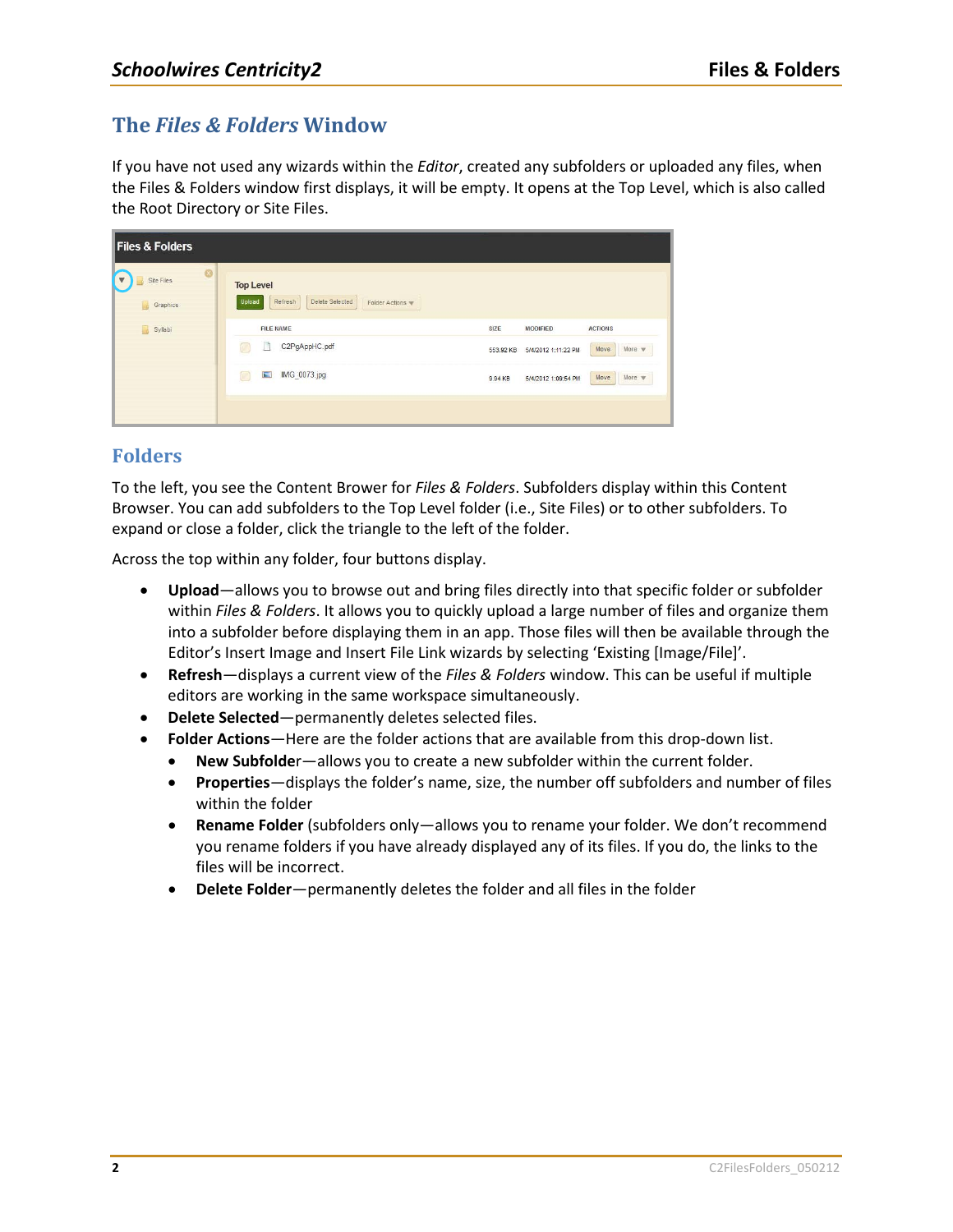## The *Files & Folders* Window

If you have not used any wizards within the *Editor*, created any subfolders or uploaded any files, when the Files & Folders window first displays, it will be empty. It opens at the Top Level, which is also called the Root Directory or Site Files.

## Folders

To the left, you see the Content Brower for *Files & Folders*. Subfolders display within this Content Browser. You can add subfolders to the Top Level folder (i.e., Site Files) or to other subfolders. To expand or close a folder, click the triangle to the left of the folder.

Across the top within any folder, four buttons display.

- **Upload**—allows you to browse out and bring files directly into that specific folder or subfolder within *Files & Folders*. It allows you to quickly upload a large number of files and organize them into a subfolder before displaying them in an app. Those files will then be available through the Editor's Insert Image and Insert File Link wizards by selecting 'Existing [Image/File]'.
- **Refresh**—displays a current view of the *Files & Folders* window. This can be useful if multiple editors are working in the same workspace simultaneously.
- **Delete Selected**—permanently deletes selected files.
- **Folder Actions**—Here are the folder actions that are available from this drop-down list.
  - **New Subfolder**—allows you to create a new subfolder within the current folder.
  - **Properties**—displays the folder's name, size, the number off subfolders and number of files within the folder
  - **Rename Folder** (subfolders only—allows you to rename your folder. We don't recommend you rename folders if you have already displayed any of its files. If you do, the links to the files will be incorrect.
  - **Delete Folder**—permanently deletes the folder and all files in the folder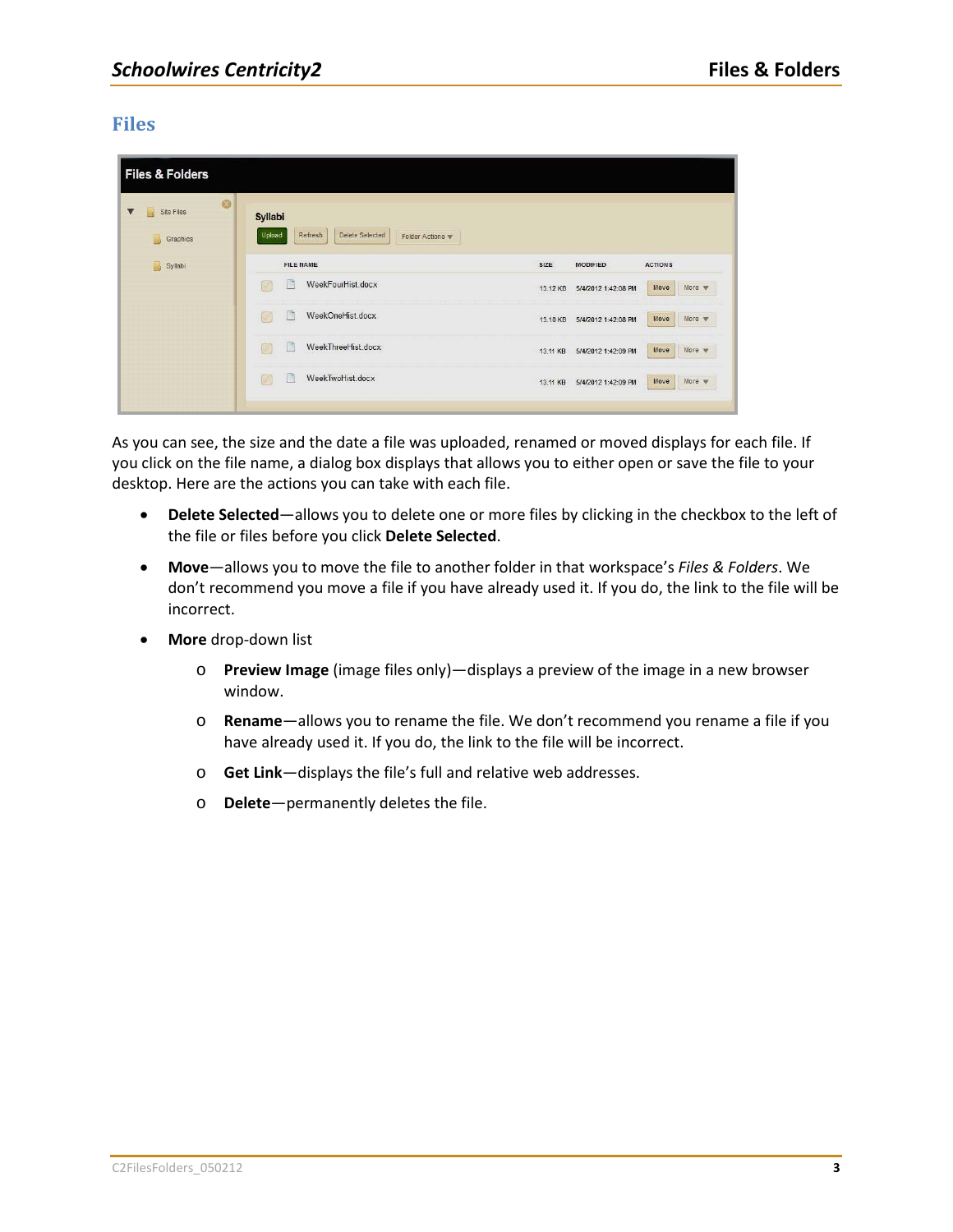## Files

As you can see, the size and the date a file was uploaded, renamed or moved displays for each file. If you click on the file name, a dialog box displays that allows you to either open or save the file to your desktop. Here are the actions you can take with each file.

- **Delete Selected**—allows you to delete one or more files by clicking in the checkbox to the left of the file or files before you click **Delete Selected**.
- **Move**—allows you to move the file to another folder in that workspace's *Files & Folders*. We don't recommend you move a file if you have already used it. If you do, the link to the file will be incorrect.
- **More** drop-down list
  - **Preview Image** (image files only)—displays a preview of the image in a new browser window.
  - **Rename**—allows you to rename the file. We don't recommend you rename a file if you have already used it. If you do, the link to the file will be incorrect.
  - **Get Link**—displays the file's full and relative web addresses.
  - **Delete**—permanently deletes the file.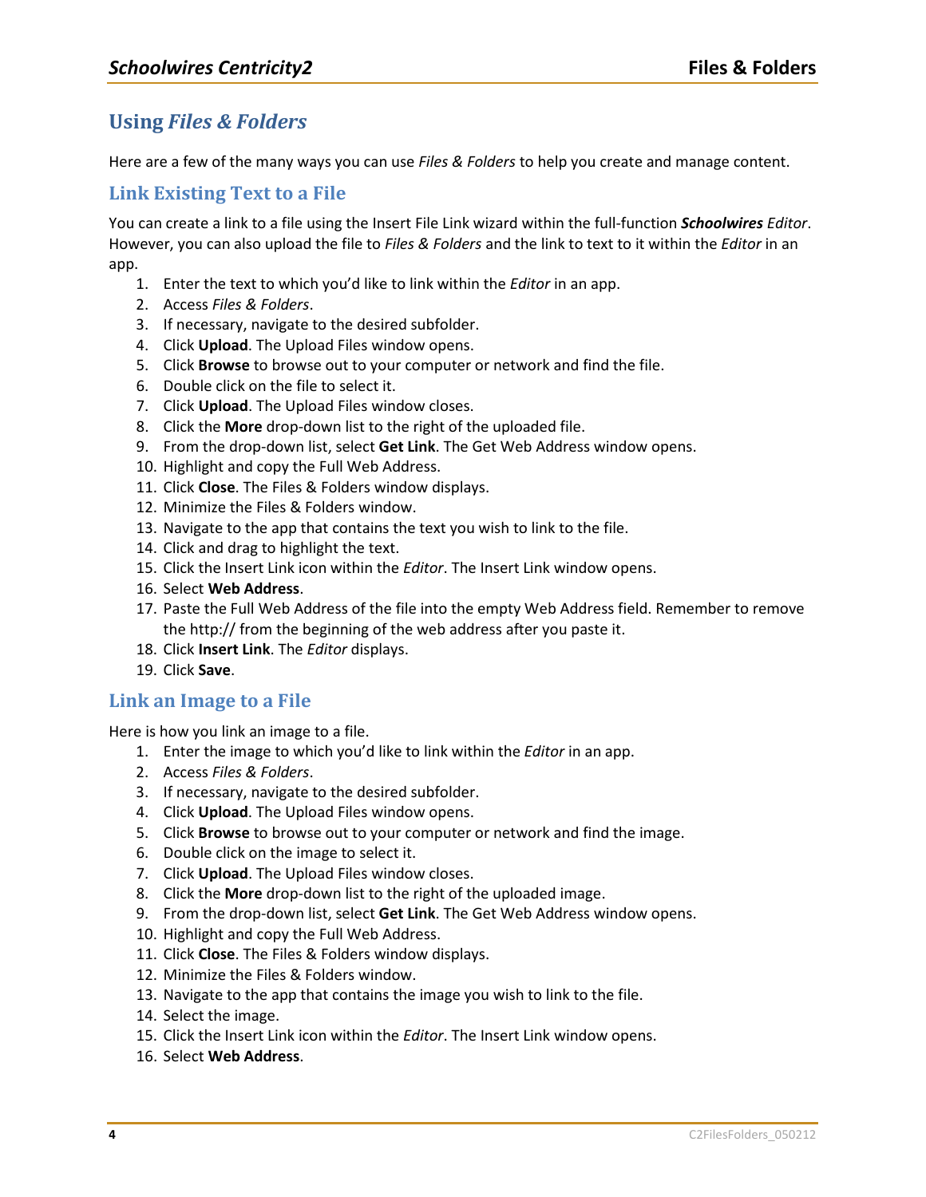## Using *Files & Folders*

Here are a few of the many ways you can use *Files & Folders* to help you create and manage content.

### Link Existing Text to a File

You can create a link to a file using the Insert File Link wizard within the full-function ***Schoolwires** Editor*. However, you can also upload the file to *Files & Folders* and the link to text to it within the *Editor* in an app.

1. Enter the text to which you'd like to link within the *Editor* in an app.
2. Access *Files & Folders*.
3. If necessary, navigate to the desired subfolder.
4. Click **Upload**. The Upload Files window opens.
5. Click **Browse** to browse out to your computer or network and find the file.
6. Double click on the file to select it.
7. Click **Upload**. The Upload Files window closes.
8. Click the **More** drop-down list to the right of the uploaded file.
9. From the drop-down list, select **Get Link**. The Get Web Address window opens.
10. Highlight and copy the Full Web Address.
11. Click **Close**. The Files & Folders window displays.
12. Minimize the Files & Folders window.
13. Navigate to the app that contains the text you wish to link to the file.
14. Click and drag to highlight the text.
15. Click the Insert Link icon within the *Editor*. The Insert Link window opens.
16. Select **Web Address**.
17. Paste the Full Web Address of the file into the empty Web Address field. Remember to remove the http:// from the beginning of the web address after you paste it.
18. Click **Insert Link**. The *Editor* displays.
19. Click **Save**.

### Link an Image to a File

Here is how you link an image to a file.

1. Enter the image to which you'd like to link within the *Editor* in an app.
2. Access *Files & Folders*.
3. If necessary, navigate to the desired subfolder.
4. Click **Upload**. The Upload Files window opens.
5. Click **Browse** to browse out to your computer or network and find the image.
6. Double click on the image to select it.
7. Click **Upload**. The Upload Files window closes.
8. Click the **More** drop-down list to the right of the uploaded image.
9. From the drop-down list, select **Get Link**. The Get Web Address window opens.
10. Highlight and copy the Full Web Address.
11. Click **Close**. The Files & Folders window displays.
12. Minimize the Files & Folders window.
13. Navigate to the app that contains the image you wish to link to the file.
14. Select the image.
15. Click the Insert Link icon within the *Editor*. The Insert Link window opens.
16. Select **Web Address**.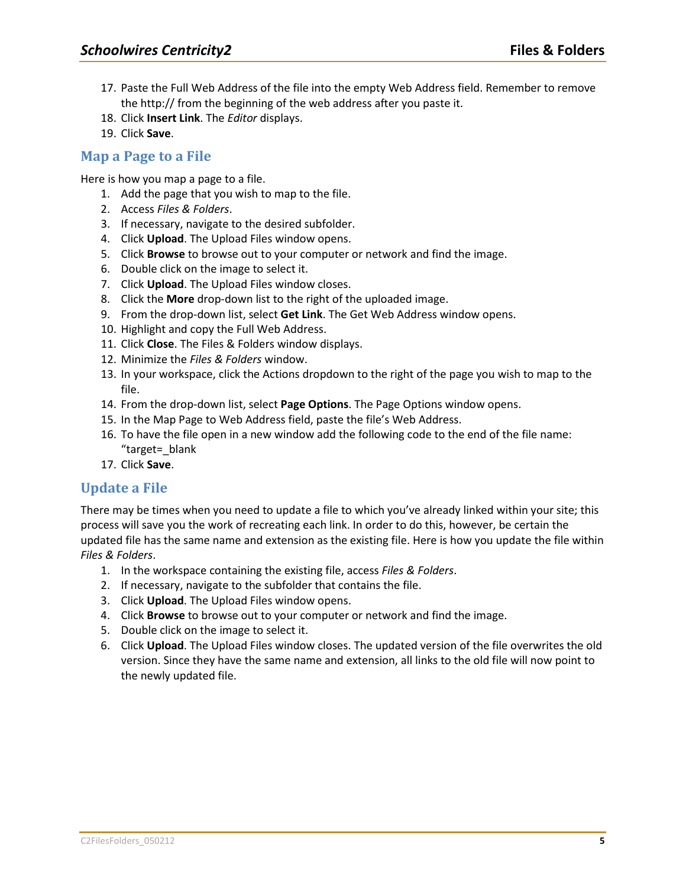17. Paste the Full Web Address of the file into the empty Web Address field. Remember to remove the http:// from the beginning of the web address after you paste it.
18. Click **Insert Link**. The *Editor* displays.
19. Click **Save**.

## Map a Page to a File

Here is how you map a page to a file.

1. Add the page that you wish to map to the file.
2. Access *Files & Folders*.
3. If necessary, navigate to the desired subfolder.
4. Click **Upload**. The Upload Files window opens.
5. Click **Browse** to browse out to your computer or network and find the image.
6. Double click on the image to select it.
7. Click **Upload**. The Upload Files window closes.
8. Click the **More** drop-down list to the right of the uploaded image.
9. From the drop-down list, select **Get Link**. The Get Web Address window opens.
10. Highlight and copy the Full Web Address.
11. Click **Close**. The Files & Folders window displays.
12. Minimize the *Files & Folders* window.
13. In your workspace, click the Actions dropdown to the right of the page you wish to map to the file.
14. From the drop-down list, select **Page Options**. The Page Options window opens.
15. In the Map Page to Web Address field, paste the file's Web Address.
16. To have the file open in a new window add the following code to the end of the file name: "target=_blank
17. Click **Save**.

## Update a File

There may be times when you need to update a file to which you've already linked within your site; this process will save you the work of recreating each link. In order to do this, however, be certain the updated file has the same name and extension as the existing file. Here is how you update the file within *Files & Folders*.

1. In the workspace containing the existing file, access *Files & Folders*.
2. If necessary, navigate to the subfolder that contains the file.
3. Click **Upload**. The Upload Files window opens.
4. Click **Browse** to browse out to your computer or network and find the image.
5. Double click on the image to select it.
6. Click **Upload**. The Upload Files window closes. The updated version of the file overwrites the old version. Since they have the same name and extension, all links to the old file will now point to the newly updated file.